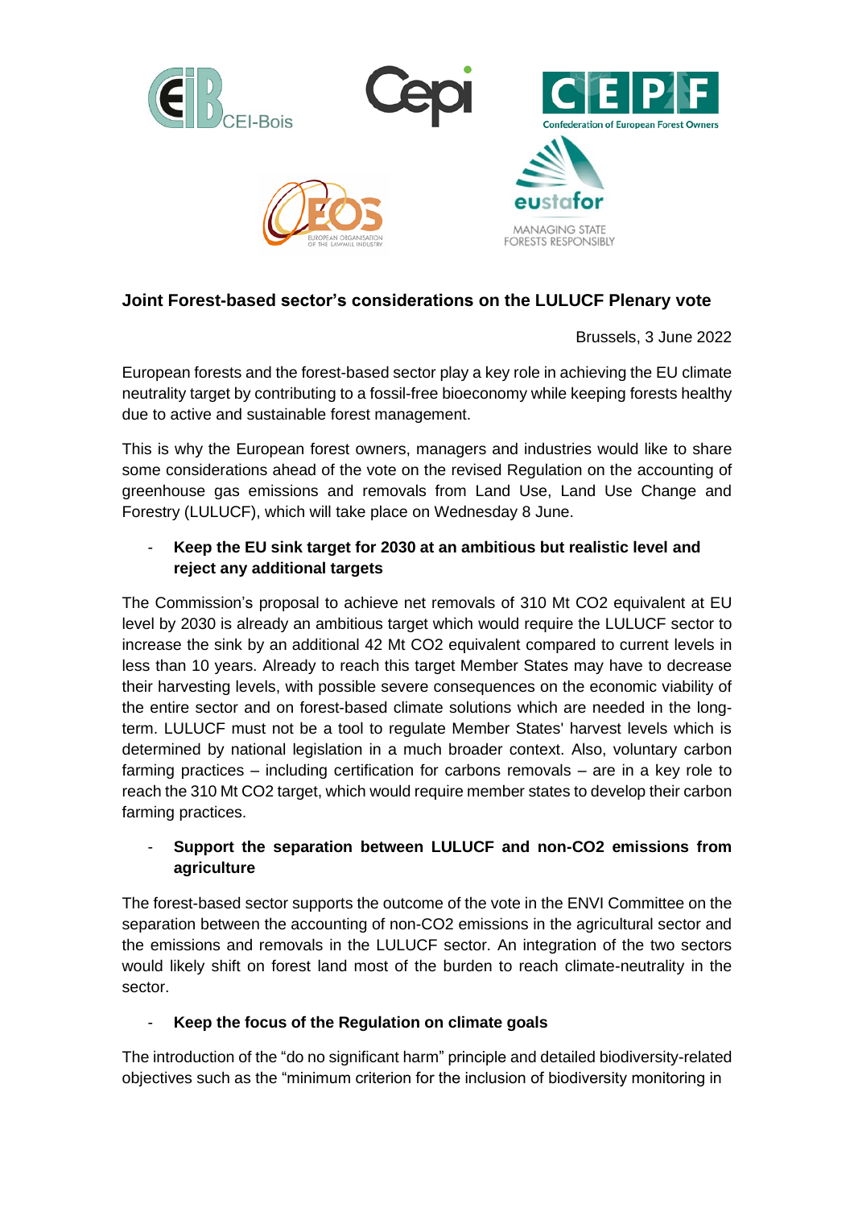## Joint Forest-based sector's considerations on the LULUCF Plenary vote

Brussels, 3 June 2022

European forests and the forest-based sector play a key role in achieving the EU climate neutrality target by contributing to a fossil-free bioeconomy while keeping forests healthy due to active and sustainable forest management.

This is why the European forest owners, managers and industries would like to share some considerations ahead of the vote on the revised Regulation on the accounting of greenhouse gas emissions and removals from Land Use, Land Use Change and Forestry (LULUCF), which will take place on Wednesday 8 June.

- **Keep the EU sink target for 2030 at an ambitious but realistic level and reject any additional targets**

The Commission's proposal to achieve net removals of 310 Mt CO2 equivalent at EU level by 2030 is already an ambitious target which would require the LULUCF sector to increase the sink by an additional 42 Mt CO2 equivalent compared to current levels in less than 10 years. Already to reach this target Member States may have to decrease their harvesting levels, with possible severe consequences on the economic viability of the entire sector and on forest-based climate solutions which are needed in the long-term. LULUCF must not be a tool to regulate Member States' harvest levels which is determined by national legislation in a much broader context. Also, voluntary carbon farming practices – including certification for carbons removals – are in a key role to reach the 310 Mt CO2 target, which would require member states to develop their carbon farming practices.

- **Support the separation between LULUCF and non-CO2 emissions from agriculture**

The forest-based sector supports the outcome of the vote in the ENVI Committee on the separation between the accounting of non-CO2 emissions in the agricultural sector and the emissions and removals in the LULUCF sector. An integration of the two sectors would likely shift on forest land most of the burden to reach climate-neutrality in the sector.

- **Keep the focus of the Regulation on climate goals**

The introduction of the "do no significant harm" principle and detailed biodiversity-related objectives such as the "minimum criterion for the inclusion of biodiversity monitoring in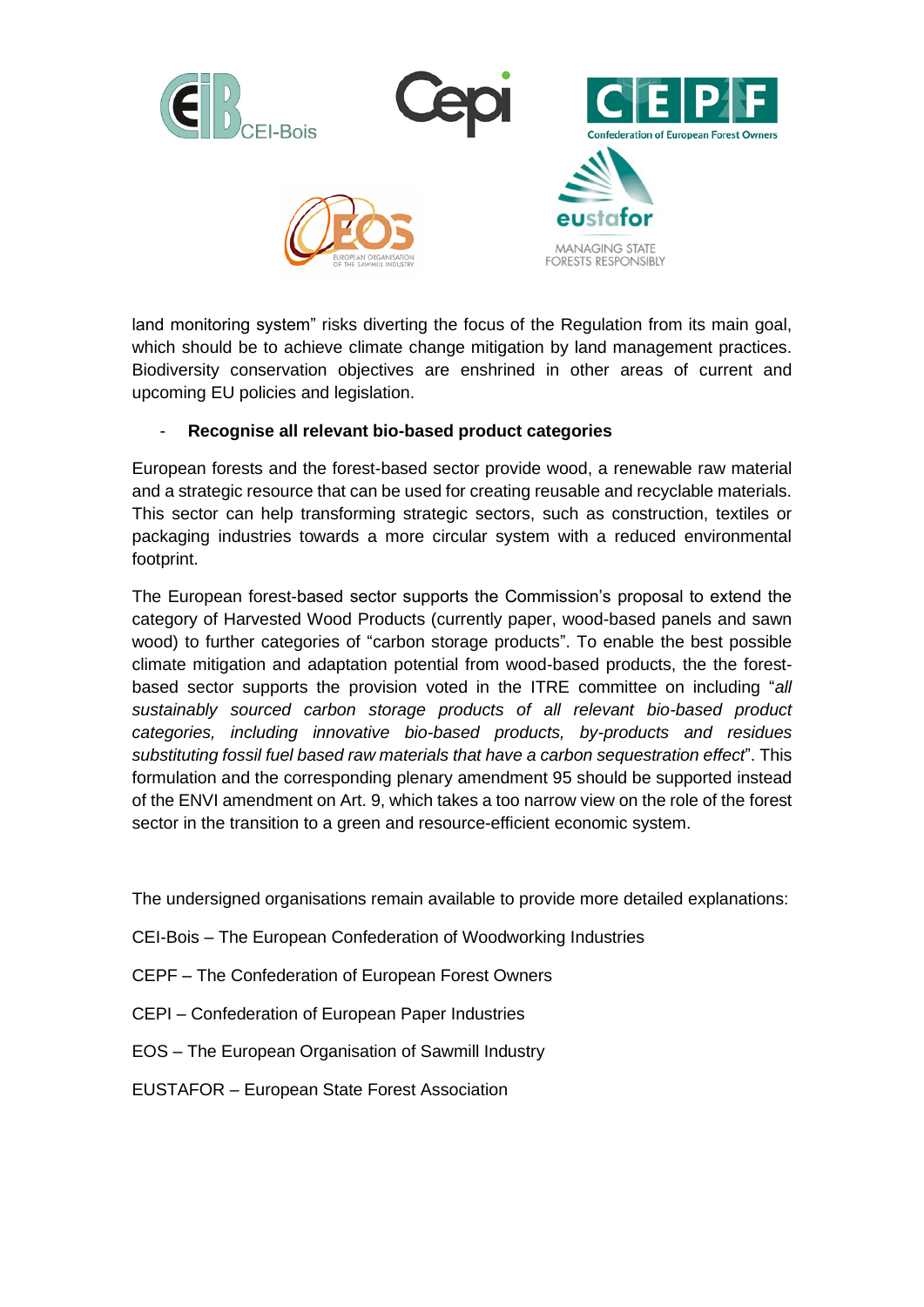land monitoring system" risks diverting the focus of the Regulation from its main goal, which should be to achieve climate change mitigation by land management practices. Biodiversity conservation objectives are enshrined in other areas of current and upcoming EU policies and legislation.

- **Recognise all relevant bio-based product categories**

European forests and the forest-based sector provide wood, a renewable raw material and a strategic resource that can be used for creating reusable and recyclable materials. This sector can help transforming strategic sectors, such as construction, textiles or packaging industries towards a more circular system with a reduced environmental footprint.

The European forest-based sector supports the Commission's proposal to extend the category of Harvested Wood Products (currently paper, wood-based panels and sawn wood) to further categories of "carbon storage products". To enable the best possible climate mitigation and adaptation potential from wood-based products, the the forest-based sector supports the provision voted in the ITRE committee on including "*all sustainably sourced carbon storage products of all relevant bio-based product categories, including innovative bio-based products, by-products and residues substituting fossil fuel based raw materials that have a carbon sequestration effect*". This formulation and the corresponding plenary amendment 95 should be supported instead of the ENVI amendment on Art. 9, which takes a too narrow view on the role of the forest sector in the transition to a green and resource-efficient economic system.

The undersigned organisations remain available to provide more detailed explanations:

CEI-Bois – The European Confederation of Woodworking Industries

CEPF – The Confederation of European Forest Owners

CEPI – Confederation of European Paper Industries

EOS – The European Organisation of Sawmill Industry

EUSTAFOR – European State Forest Association